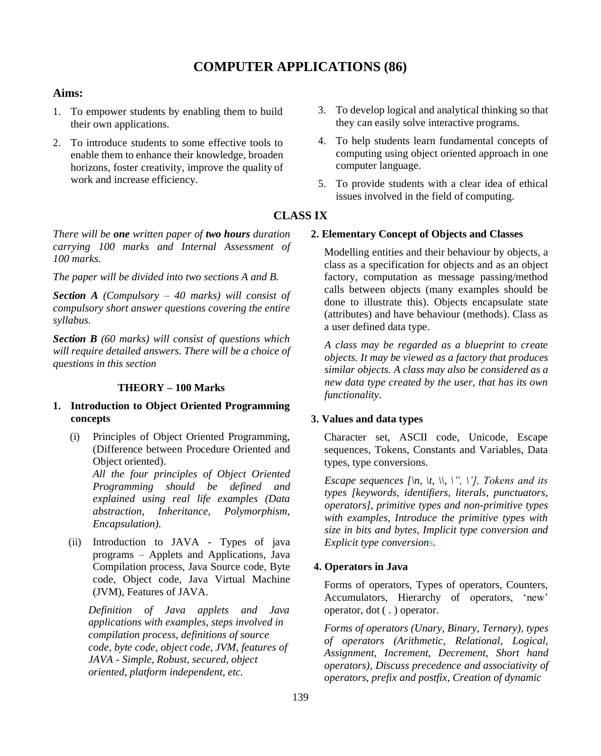# COMPUTER APPLICATIONS (86)

**Aims:**

1. To empower students by enabling them to build their own applications.
2. To introduce students to some effective tools to enable them to enhance their knowledge, broaden horizons, foster creativity, improve the quality of work and increase efficiency.
3. To develop logical and analytical thinking so that they can easily solve interactive programs.
4. To help students learn fundamental concepts of computing using object oriented approach in one computer language.
5. To provide students with a clear idea of ethical issues involved in the field of computing.

## CLASS IX

*There will be **one** written paper of **two hours** duration carrying 100 marks and Internal Assessment of 100 marks.*

*The paper will be divided into two sections A and B.*

***Section A** (Compulsory – 40 marks) will consist of compulsory short answer questions covering the entire syllabus.*

***Section B** (60 marks) will consist of questions which will require detailed answers. There will be a choice of questions in this section*

### THEORY – 100 Marks

**1. Introduction to Object Oriented Programming concepts**

(i) Principles of Object Oriented Programming, (Difference between Procedure Oriented and Object oriented).

*All the four principles of Object Oriented Programming should be defined and explained using real life examples (Data abstraction, Inheritance, Polymorphism, Encapsulation).*

(ii) Introduction to JAVA - Types of java programs – Applets and Applications, Java Compilation process, Java Source code, Byte code, Object code, Java Virtual Machine (JVM), Features of JAVA.

*Definition of Java applets and Java applications with examples, steps involved in compilation process, definitions of source code, byte code, object code, JVM, features of JAVA - Simple, Robust, secured, object oriented, platform independent, etc.*

**2. Elementary Concept of Objects and Classes**

Modelling entities and their behaviour by objects, a class as a specification for objects and as an object factory, computation as message passing/method calls between objects (many examples should be done to illustrate this). Objects encapsulate state (attributes) and have behaviour (methods). Class as a user defined data type.

*A class may be regarded as a blueprint to create objects. It may be viewed as a factory that produces similar objects. A class may also be considered as a new data type created by the user, that has its own functionality.*

**3. Values and data types**

Character set, ASCII code, Unicode, Escape sequences, Tokens, Constants and Variables, Data types, type conversions.

*Escape sequences [\n, \t, \\, \", \'], Tokens and its types [keywords, identifiers, literals, punctuators, operators], primitive types and non-primitive types with examples, Introduce the primitive types with size in bits and bytes, Implicit type conversion and Explicit type conversions.*

**4. Operators in Java**

Forms of operators, Types of operators, Counters, Accumulators, Hierarchy of operators, 'new' operator, dot ( . ) operator.

*Forms of operators (Unary, Binary, Ternary), types of operators (Arithmetic, Relational, Logical, Assignment, Increment, Decrement, Short hand operators), Discuss precedence and associativity of operators, prefix and postfix, Creation of dynamic*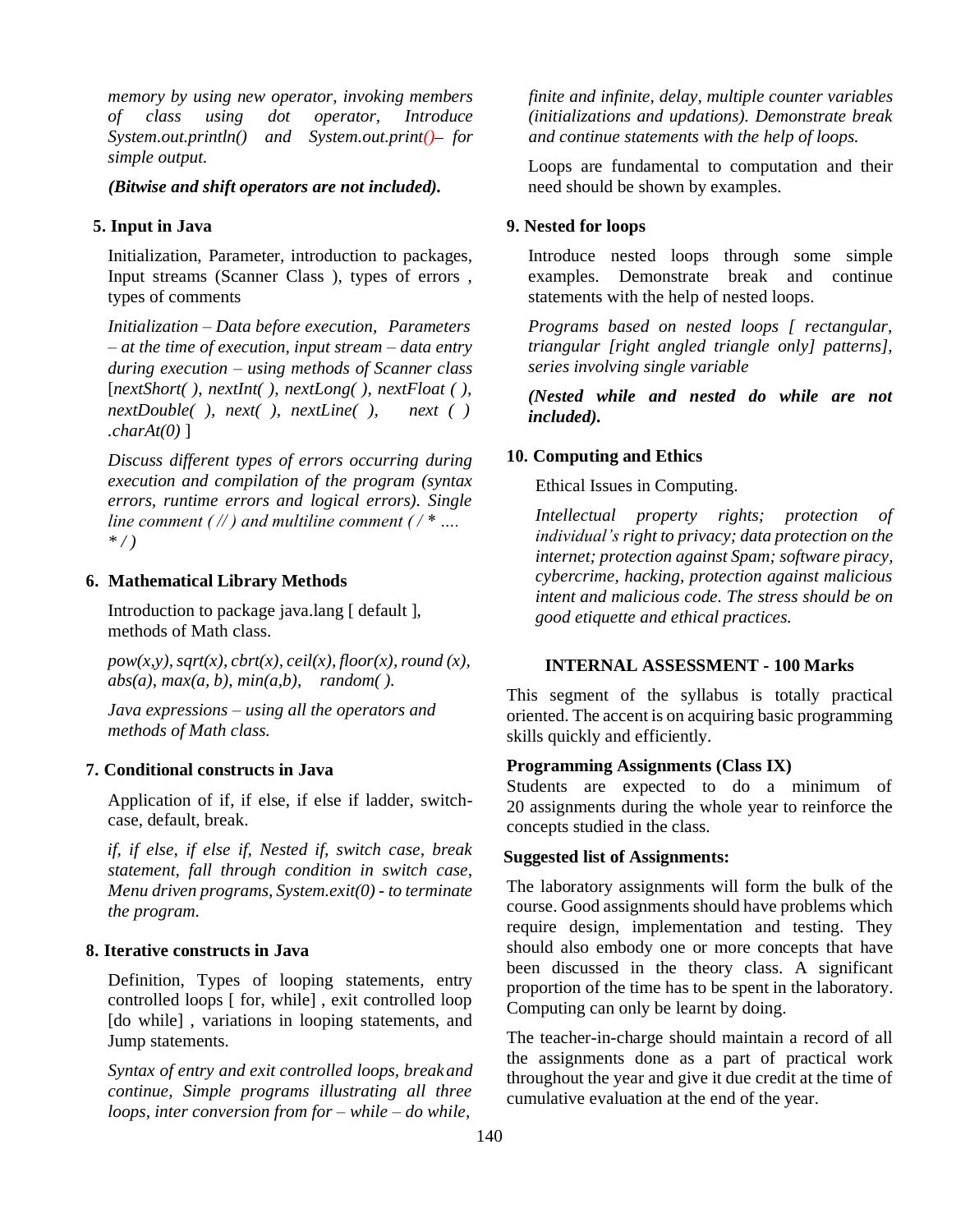*memory by using new operator, invoking members of class using dot operator, Introduce System.out.println() and System.out.print() – for simple output.*

***(Bitwise and shift operators are not included).***

**5. Input in Java**

Initialization, Parameter, introduction to packages, Input streams (Scanner Class ), types of errors , types of comments

*Initialization – Data before execution, Parameters – at the time of execution, input stream – data entry during execution – using methods of Scanner class* [*nextShort( ), nextInt( ), nextLong( ), nextFloat ( ), nextDouble( ), next( ), nextLine( ), next ( ) .charAt(0)* ]

*Discuss different types of errors occurring during execution and compilation of the program (syntax errors, runtime errors and logical errors). Single line comment ( // ) and multiline comment ( / * …. * / )*

**6. Mathematical Library Methods**

Introduction to package java.lang [ default ], methods of Math class.

*pow(x,y), sqrt(x), cbrt(x), ceil(x), floor(x), round (x), abs(a), max(a, b), min(a,b), random( ).*

*Java expressions – using all the operators and methods of Math class.*

**7. Conditional constructs in Java**

Application of if, if else, if else if ladder, switch-case, default, break.

*if, if else, if else if, Nested if, switch case, break statement, fall through condition in switch case, Menu driven programs, System.exit(0) - to terminate the program.*

**8. Iterative constructs in Java**

Definition, Types of looping statements, entry controlled loops [ for, while] , exit controlled loop [do while] , variations in looping statements, and Jump statements.

*Syntax of entry and exit controlled loops, break and continue, Simple programs illustrating all three loops, inter conversion from for – while – do while, finite and infinite, delay, multiple counter variables (initializations and updations). Demonstrate break and continue statements with the help of loops.*

Loops are fundamental to computation and their need should be shown by examples.

**9. Nested for loops**

Introduce nested loops through some simple examples. Demonstrate break and continue statements with the help of nested loops.

*Programs based on nested loops [ rectangular, triangular [right angled triangle only] patterns], series involving single variable*

***(Nested while and nested do while are not included).***

**10. Computing and Ethics**

Ethical Issues in Computing.

*Intellectual property rights; protection of individual's right to privacy; data protection on the internet; protection against Spam; software piracy, cybercrime, hacking, protection against malicious intent and malicious code. The stress should be on good etiquette and ethical practices.*

**INTERNAL ASSESSMENT - 100 Marks**

This segment of the syllabus is totally practical oriented. The accent is on acquiring basic programming skills quickly and efficiently.

**Programming Assignments (Class IX)**

Students are expected to do a minimum of 20 assignments during the whole year to reinforce the concepts studied in the class.

**Suggested list of Assignments:**

The laboratory assignments will form the bulk of the course. Good assignments should have problems which require design, implementation and testing. They should also embody one or more concepts that have been discussed in the theory class. A significant proportion of the time has to be spent in the laboratory. Computing can only be learnt by doing.

The teacher-in-charge should maintain a record of all the assignments done as a part of practical work throughout the year and give it due credit at the time of cumulative evaluation at the end of the year.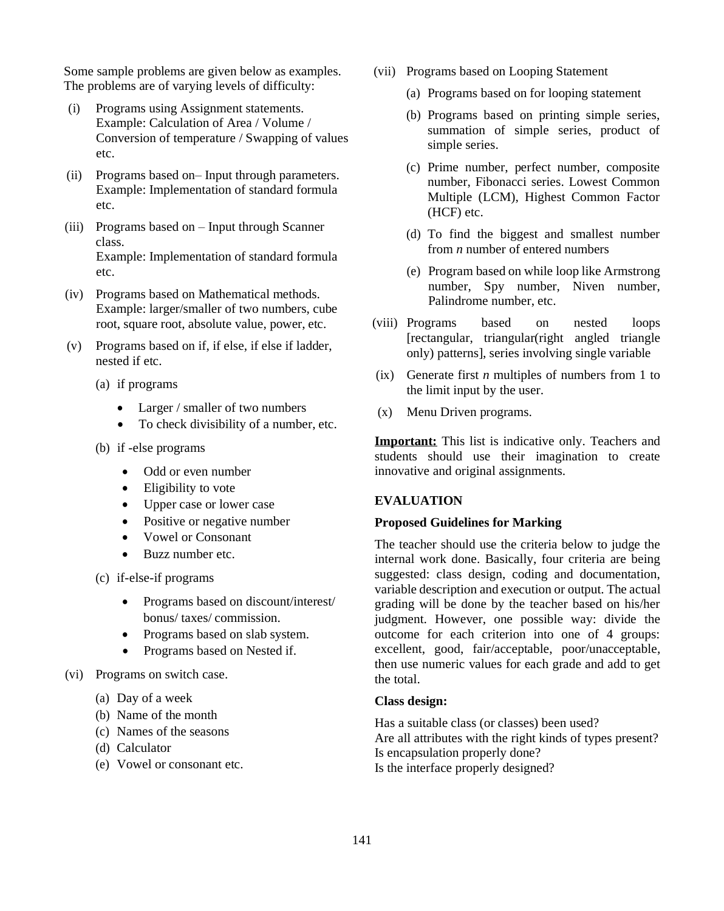Some sample problems are given below as examples. The problems are of varying levels of difficulty:

(i) Programs using Assignment statements.
Example: Calculation of Area / Volume / Conversion of temperature / Swapping of values etc.

(ii) Programs based on– Input through parameters.
Example: Implementation of standard formula etc.

(iii) Programs based on – Input through Scanner class.
Example: Implementation of standard formula etc.

(iv) Programs based on Mathematical methods.
Example: larger/smaller of two numbers, cube root, square root, absolute value, power, etc.

(v) Programs based on if, if else, if else if ladder, nested if etc.

  (a) if programs
  - Larger / smaller of two numbers
  - To check divisibility of a number, etc.

  (b) if -else programs
  - Odd or even number
  - Eligibility to vote
  - Upper case or lower case
  - Positive or negative number
  - Vowel or Consonant
  - Buzz number etc.

  (c) if-else-if programs
  - Programs based on discount/interest/ bonus/ taxes/ commission.
  - Programs based on slab system.
  - Programs based on Nested if.

(vi) Programs on switch case.

  (a) Day of a week
  (b) Name of the month
  (c) Names of the seasons
  (d) Calculator
  (e) Vowel or consonant etc.

(vii) Programs based on Looping Statement

  (a) Programs based on for looping statement
  (b) Programs based on printing simple series, summation of simple series, product of simple series.
  (c) Prime number, perfect number, composite number, Fibonacci series. Lowest Common Multiple (LCM), Highest Common Factor (HCF) etc.
  (d) To find the biggest and smallest number from *n* number of entered numbers
  (e) Program based on while loop like Armstrong number, Spy number, Niven number, Palindrome number, etc.

(viii) Programs based on nested loops [rectangular, triangular(right angled triangle only) patterns], series involving single variable

(ix) Generate first *n* multiples of numbers from 1 to the limit input by the user.

(x) Menu Driven programs.

**Important:** This list is indicative only. Teachers and students should use their imagination to create innovative and original assignments.

**EVALUATION**

**Proposed Guidelines for Marking**

The teacher should use the criteria below to judge the internal work done. Basically, four criteria are being suggested: class design, coding and documentation, variable description and execution or output. The actual grading will be done by the teacher based on his/her judgment. However, one possible way: divide the outcome for each criterion into one of 4 groups: excellent, good, fair/acceptable, poor/unacceptable, then use numeric values for each grade and add to get the total.

**Class design:**

Has a suitable class (or classes) been used?
Are all attributes with the right kinds of types present?
Is encapsulation properly done?
Is the interface properly designed?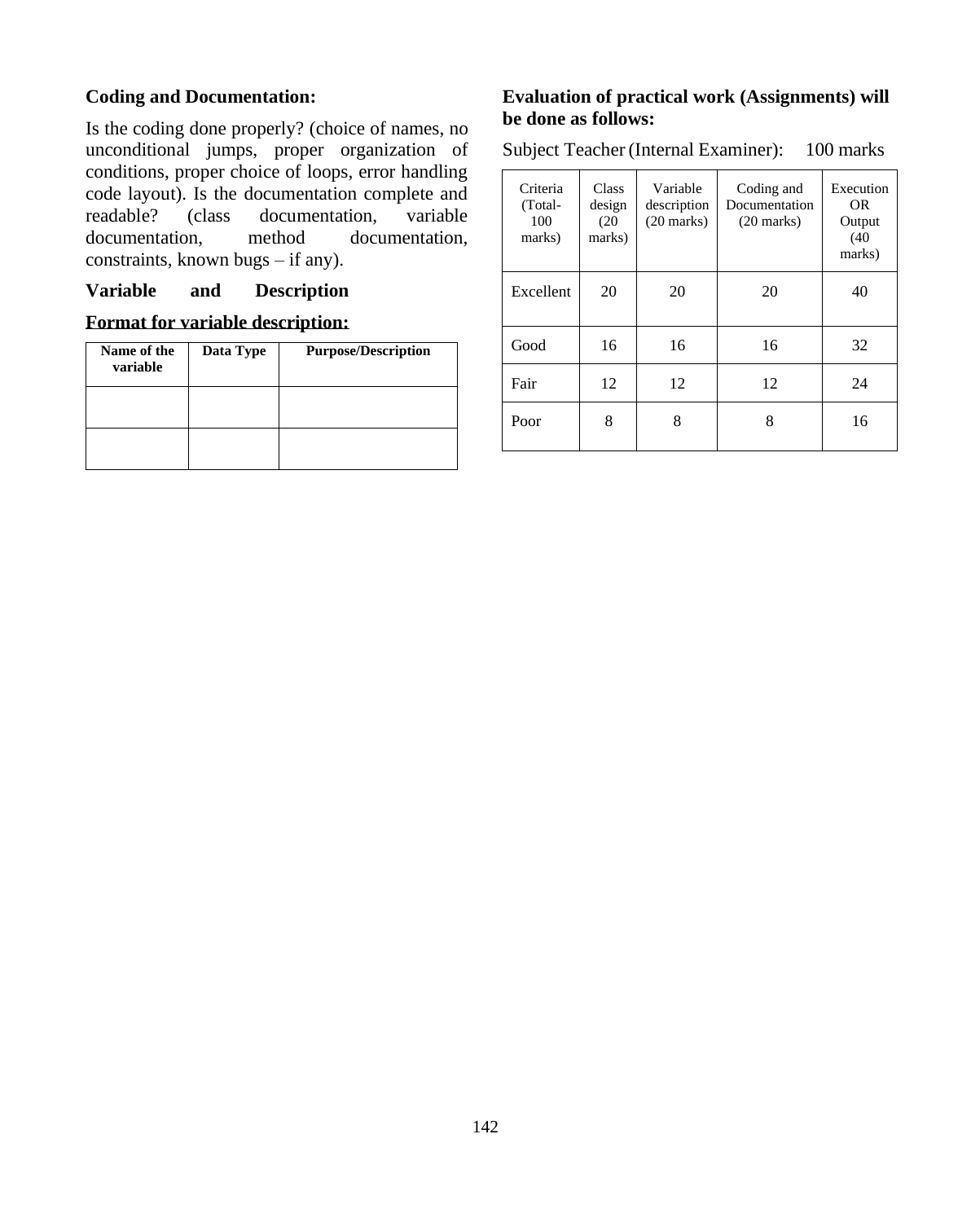**Coding and Documentation:**

Is the coding done properly? (choice of names, no unconditional jumps, proper organization of conditions, proper choice of loops, error handling code layout). Is the documentation complete and readable? (class documentation, variable documentation, method documentation, constraints, known bugs – if any).

**Variable and Description**

**Format for variable description:**

| Name of the variable | Data Type | Purpose/Description |
|---|---|---|
| | | |
| | | |

**Evaluation of practical work (Assignments) will be done as follows:**

Subject Teacher (Internal Examiner): 100 marks

| Criteria (Total-100 marks) | Class design (20 marks) | Variable description (20 marks) | Coding and Documentation (20 marks) | Execution OR Output (40 marks) |
|---|---|---|---|---|
| Excellent | 20 | 20 | 20 | 40 |
| Good | 16 | 16 | 16 | 32 |
| Fair | 12 | 12 | 12 | 24 |
| Poor | 8 | 8 | 8 | 16 |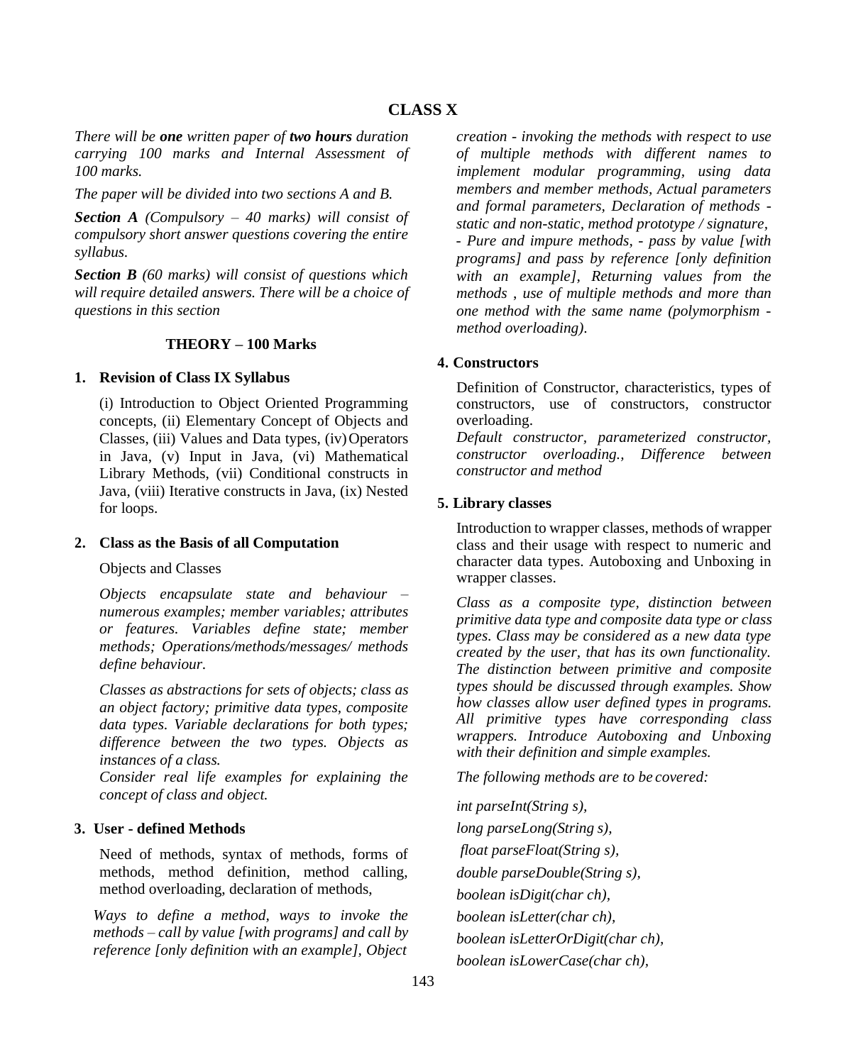## CLASS X

*There will be **one** written paper of **two hours** duration carrying 100 marks and Internal Assessment of 100 marks.*

*The paper will be divided into two sections A and B.*

***Section A** (Compulsory – 40 marks) will consist of compulsory short answer questions covering the entire syllabus.*

***Section B** (60 marks) will consist of questions which will require detailed answers. There will be a choice of questions in this section*

### THEORY – 100 Marks

**1. Revision of Class IX Syllabus**

(i) Introduction to Object Oriented Programming concepts, (ii) Elementary Concept of Objects and Classes, (iii) Values and Data types, (iv) Operators in Java, (v) Input in Java, (vi) Mathematical Library Methods, (vii) Conditional constructs in Java, (viii) Iterative constructs in Java, (ix) Nested for loops.

**2. Class as the Basis of all Computation**

Objects and Classes

*Objects encapsulate state and behaviour – numerous examples; member variables; attributes or features. Variables define state; member methods; Operations/methods/messages/ methods define behaviour.*

*Classes as abstractions for sets of objects; class as an object factory; primitive data types, composite data types. Variable declarations for both types; difference between the two types. Objects as instances of a class.*
*Consider real life examples for explaining the concept of class and object.*

**3. User - defined Methods**

Need of methods, syntax of methods, forms of methods, method definition, method calling, method overloading, declaration of methods,

*Ways to define a method, ways to invoke the methods – call by value [with programs] and call by reference [only definition with an example], Object creation - invoking the methods with respect to use of multiple methods with different names to implement modular programming, using data members and member methods, Actual parameters and formal parameters, Declaration of methods - static and non-static, method prototype / signature, - Pure and impure methods, - pass by value [with programs] and pass by reference [only definition with an example], Returning values from the methods , use of multiple methods and more than one method with the same name (polymorphism - method overloading).*

**4. Constructors**

Definition of Constructor, characteristics, types of constructors, use of constructors, constructor overloading.
*Default constructor, parameterized constructor, constructor overloading., Difference between constructor and method*

**5. Library classes**

Introduction to wrapper classes, methods of wrapper class and their usage with respect to numeric and character data types. Autoboxing and Unboxing in wrapper classes.

*Class as a composite type, distinction between primitive data type and composite data type or class types. Class may be considered as a new data type created by the user, that has its own functionality. The distinction between primitive and composite types should be discussed through examples. Show how classes allow user defined types in programs. All primitive types have corresponding class wrappers. Introduce Autoboxing and Unboxing with their definition and simple examples.*

*The following methods are to be covered:*

*int parseInt(String s),*

*long parseLong(String s),*

*float parseFloat(String s),*

*double parseDouble(String s),*

*boolean isDigit(char ch),*

*boolean isLetter(char ch),*

*boolean isLetterOrDigit(char ch),*

*boolean isLowerCase(char ch),*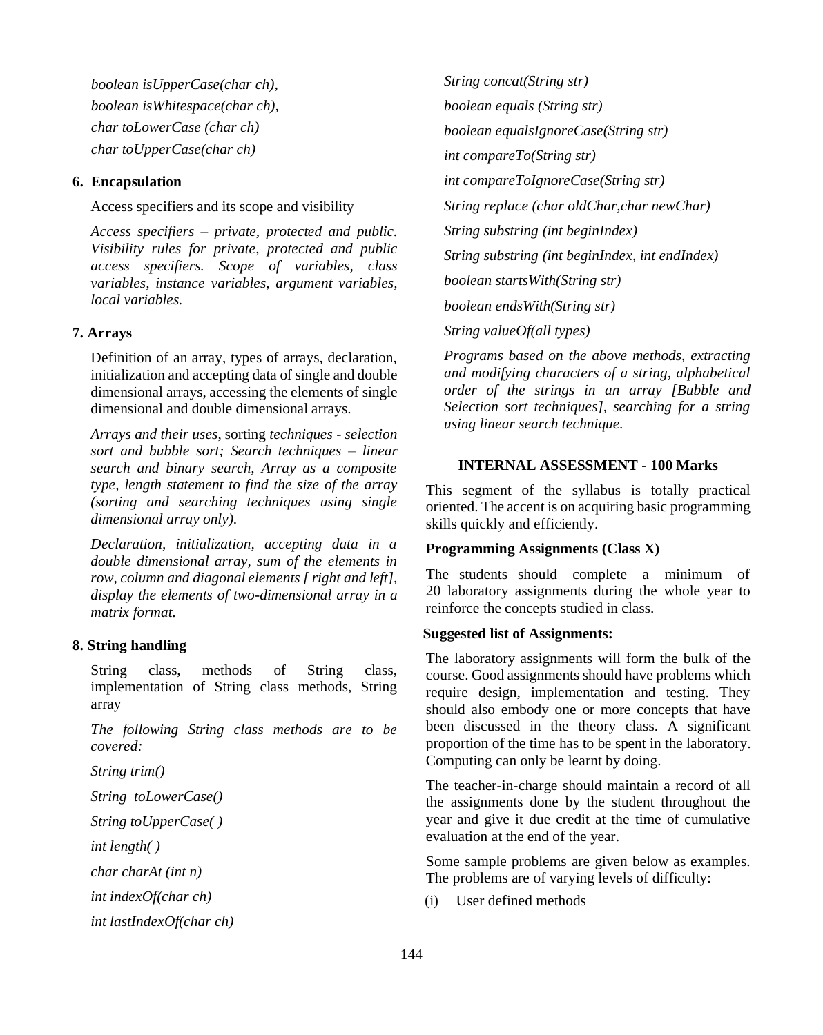*boolean isUpperCase(char ch),*

*boolean isWhitespace(char ch),*

*char toLowerCase (char ch)*

*char toUpperCase(char ch)*

**6. Encapsulation**

Access specifiers and its scope and visibility

*Access specifiers – private, protected and public. Visibility rules for private, protected and public access specifiers. Scope of variables, class variables, instance variables, argument variables, local variables.*

**7. Arrays**

Definition of an array, types of arrays, declaration, initialization and accepting data of single and double dimensional arrays, accessing the elements of single dimensional and double dimensional arrays.

*Arrays and their uses*, sorting *techniques - selection sort and bubble sort; Search techniques – linear search and binary search, Array as a composite type, length statement to find the size of the array (sorting and searching techniques using single dimensional array only).*

*Declaration, initialization, accepting data in a double dimensional array, sum of the elements in row, column and diagonal elements [ right and left], display the elements of two-dimensional array in a matrix format.*

**8. String handling**

String class, methods of String class, implementation of String class methods, String array

*The following String class methods are to be covered:*

*String trim()*

*String toLowerCase()*

*String toUpperCase( )*

*int length( )*

*char charAt (int n)*

*int indexOf(char ch)*

*int lastIndexOf(char ch)*

*String concat(String str)*

*boolean equals (String str)*

*boolean equalsIgnoreCase(String str)*

*int compareTo(String str)*

*int compareToIgnoreCase(String str)*

*String replace (char oldChar,char newChar)*

*String substring (int beginIndex)*

*String substring (int beginIndex, int endIndex)*

*boolean startsWith(String str)*

*boolean endsWith(String str)*

*String valueOf(all types)*

*Programs based on the above methods, extracting and modifying characters of a string, alphabetical order of the strings in an array [Bubble and Selection sort techniques], searching for a string using linear search technique.*

**INTERNAL ASSESSMENT - 100 Marks**

This segment of the syllabus is totally practical oriented. The accent is on acquiring basic programming skills quickly and efficiently.

**Programming Assignments (Class X)**

The students should complete a minimum of 20 laboratory assignments during the whole year to reinforce the concepts studied in class.

**Suggested list of Assignments:**

The laboratory assignments will form the bulk of the course. Good assignments should have problems which require design, implementation and testing. They should also embody one or more concepts that have been discussed in the theory class. A significant proportion of the time has to be spent in the laboratory. Computing can only be learnt by doing.

The teacher-in-charge should maintain a record of all the assignments done by the student throughout the year and give it due credit at the time of cumulative evaluation at the end of the year.

Some sample problems are given below as examples. The problems are of varying levels of difficulty:

(i) User defined methods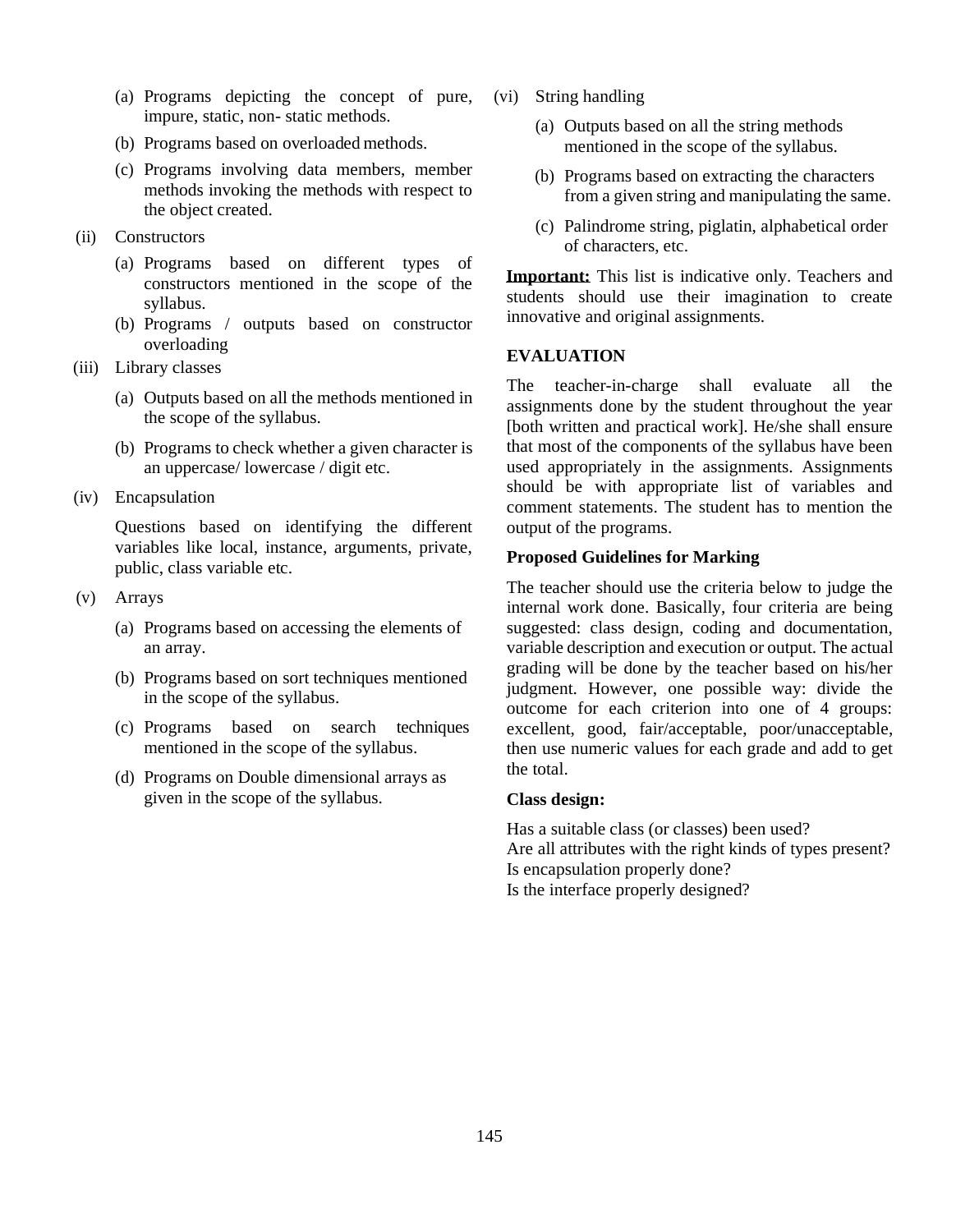(a) Programs depicting the concept of pure, impure, static, non- static methods.

(b) Programs based on overloaded methods.

(c) Programs involving data members, member methods invoking the methods with respect to the object created.

(ii) Constructors

(a) Programs based on different types of constructors mentioned in the scope of the syllabus.

(b) Programs / outputs based on constructor overloading

(iii) Library classes

(a) Outputs based on all the methods mentioned in the scope of the syllabus.

(b) Programs to check whether a given character is an uppercase/ lowercase / digit etc.

(iv) Encapsulation

Questions based on identifying the different variables like local, instance, arguments, private, public, class variable etc.

(v) Arrays

(a) Programs based on accessing the elements of an array.

(b) Programs based on sort techniques mentioned in the scope of the syllabus.

(c) Programs based on search techniques mentioned in the scope of the syllabus.

(d) Programs on Double dimensional arrays as given in the scope of the syllabus.

(vi) String handling

(a) Outputs based on all the string methods mentioned in the scope of the syllabus.

(b) Programs based on extracting the characters from a given string and manipulating the same.

(c) Palindrome string, piglatin, alphabetical order of characters, etc.

**Important:** This list is indicative only. Teachers and students should use their imagination to create innovative and original assignments.

### EVALUATION

The teacher-in-charge shall evaluate all the assignments done by the student throughout the year [both written and practical work]. He/she shall ensure that most of the components of the syllabus have been used appropriately in the assignments. Assignments should be with appropriate list of variables and comment statements. The student has to mention the output of the programs.

### Proposed Guidelines for Marking

The teacher should use the criteria below to judge the internal work done. Basically, four criteria are being suggested: class design, coding and documentation, variable description and execution or output. The actual grading will be done by the teacher based on his/her judgment. However, one possible way: divide the outcome for each criterion into one of 4 groups: excellent, good, fair/acceptable, poor/unacceptable, then use numeric values for each grade and add to get the total.

**Class design:**

Has a suitable class (or classes) been used?
Are all attributes with the right kinds of types present?
Is encapsulation properly done?
Is the interface properly designed?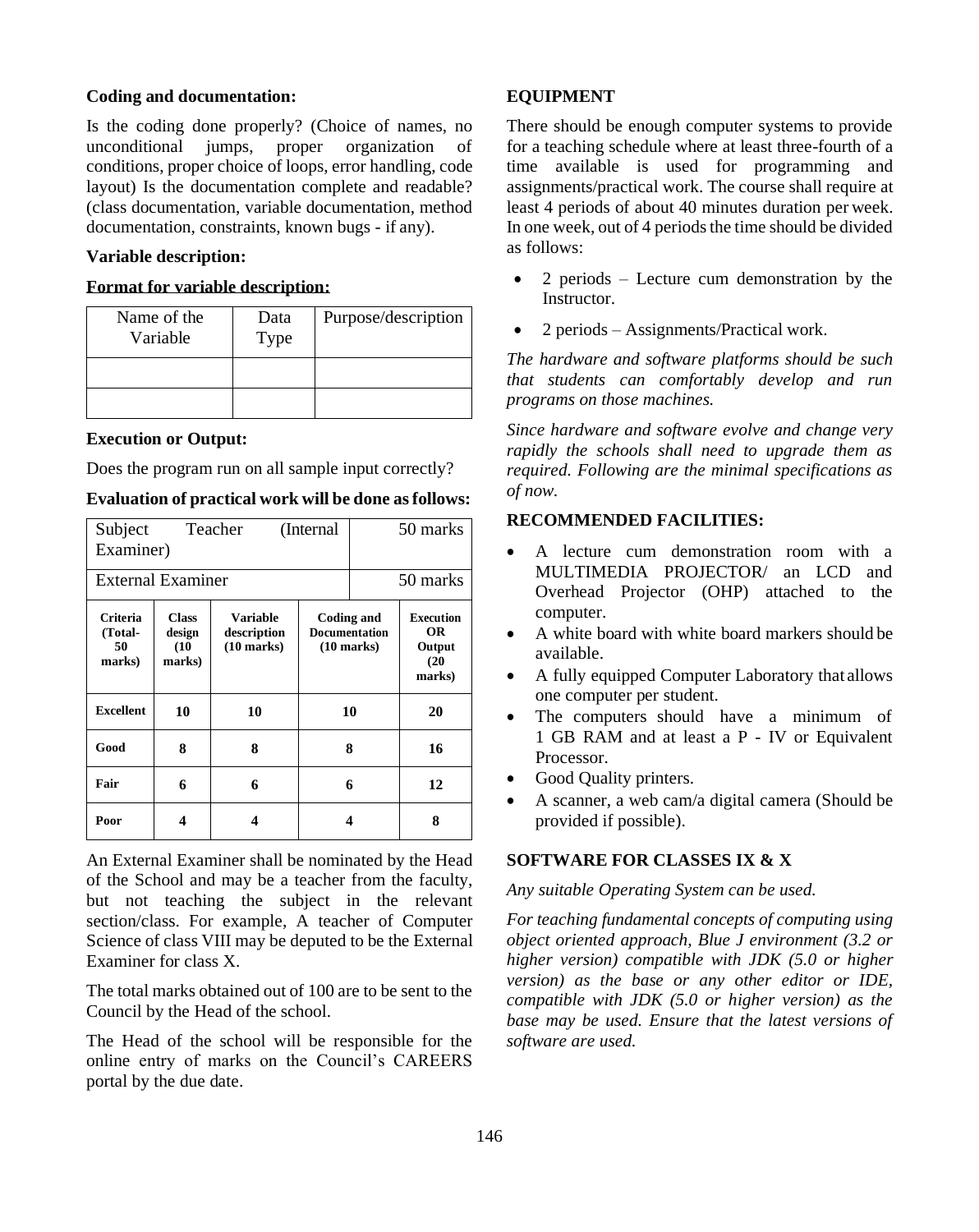**Coding and documentation:**

Is the coding done properly? (Choice of names, no unconditional jumps, proper organization of conditions, proper choice of loops, error handling, code layout) Is the documentation complete and readable? (class documentation, variable documentation, method documentation, constraints, known bugs - if any).

**Variable description:**

**Format for variable description:**

| Name of the Variable | Data Type | Purpose/description |
|---|---|---|
| | | |
| | | |

**Execution or Output:**

Does the program run on all sample input correctly?

**Evaluation of practical work will be done as follows:**

| | |
|---|---|
| Subject Teacher (Internal Examiner) | 50 marks |
| External Examiner | 50 marks |

| Criteria (Total- 50 marks) | Class design (10 marks) | Variable description (10 marks) | Coding and Documentation (10 marks) | Execution OR Output (20 marks) |
|---|---|---|---|---|
| **Excellent** | 10 | 10 | 10 | 20 |
| **Good** | 8 | 8 | 8 | 16 |
| **Fair** | 6 | 6 | 6 | 12 |
| **Poor** | 4 | 4 | 4 | 8 |

An External Examiner shall be nominated by the Head of the School and may be a teacher from the faculty, but not teaching the subject in the relevant section/class. For example, A teacher of Computer Science of class VIII may be deputed to be the External Examiner for class X.

The total marks obtained out of 100 are to be sent to the Council by the Head of the school.

The Head of the school will be responsible for the online entry of marks on the Council's CAREERS portal by the due date.

**EQUIPMENT**

There should be enough computer systems to provide for a teaching schedule where at least three-fourth of a time available is used for programming and assignments/practical work. The course shall require at least 4 periods of about 40 minutes duration per week. In one week, out of 4 periods the time should be divided as follows:

- 2 periods – Lecture cum demonstration by the Instructor.
- 2 periods – Assignments/Practical work.

*The hardware and software platforms should be such that students can comfortably develop and run programs on those machines.*

*Since hardware and software evolve and change very rapidly the schools shall need to upgrade them as required. Following are the minimal specifications as of now.*

**RECOMMENDED FACILITIES:**

- A lecture cum demonstration room with a MULTIMEDIA PROJECTOR/ an LCD and Overhead Projector (OHP) attached to the computer.
- A white board with white board markers should be available.
- A fully equipped Computer Laboratory that allows one computer per student.
- The computers should have a minimum of 1 GB RAM and at least a P - IV or Equivalent Processor.
- Good Quality printers.
- A scanner, a web cam/a digital camera (Should be provided if possible).

**SOFTWARE FOR CLASSES IX & X**

*Any suitable Operating System can be used.*

*For teaching fundamental concepts of computing using object oriented approach, Blue J environment (3.2 or higher version) compatible with JDK (5.0 or higher version) as the base or any other editor or IDE, compatible with JDK (5.0 or higher version) as the base may be used. Ensure that the latest versions of software are used.*